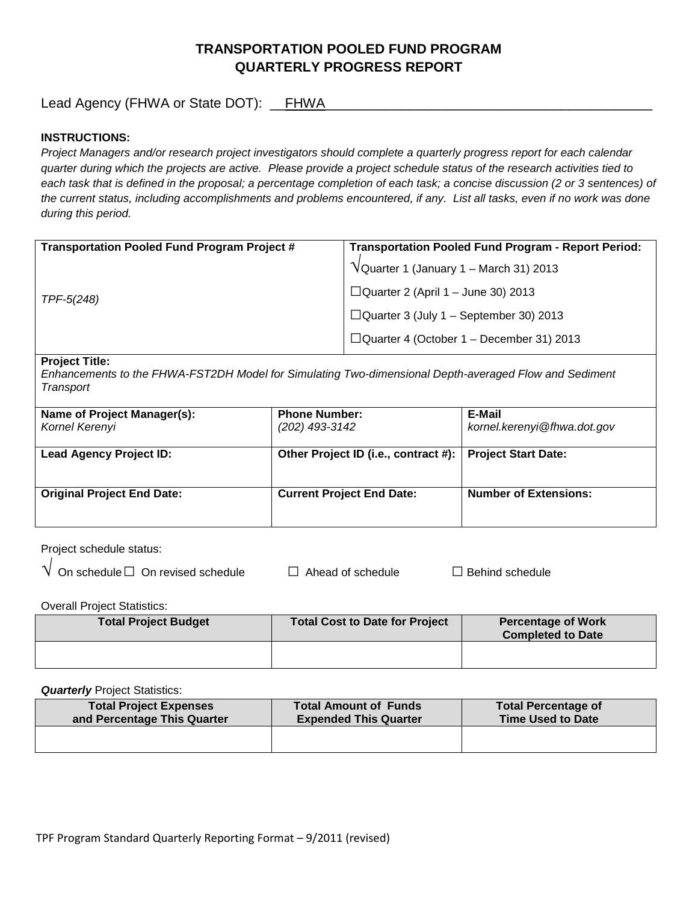# TRANSPORTATION POOLED FUND PROGRAM
# QUARTERLY PROGRESS REPORT

Lead Agency (FHWA or State DOT): FHWA

**INSTRUCTIONS:**

*Project Managers and/or research project investigators should complete a quarterly progress report for each calendar quarter during which the projects are active. Please provide a project schedule status of the research activities tied to each task that is defined in the proposal; a percentage completion of each task; a concise discussion (2 or 3 sentences) of the current status, including accomplishments and problems encountered, if any. List all tasks, even if no work was done during this period.*

| **Transportation Pooled Fund Program Project #** | **Transportation Pooled Fund Program - Report Period:** |
|---|---|
| *TPF-5(248)* | √Quarter 1 (January 1 – March 31) 2013<br>☐Quarter 2 (April 1 – June 30) 2013<br>☐Quarter 3 (July 1 – September 30) 2013<br>☐Quarter 4 (October 1 – December 31) 2013 |

**Project Title:**
*Enhancements to the FHWA-FST2DH Model for Simulating Two-dimensional Depth-averaged Flow and Sediment Transport*

| **Name of Project Manager(s):** | **Phone Number:** | **E-Mail** |
|---|---|---|
| *Kornel Kerenyi* | *(202) 493-3142* | *kornel.kerenyi@fhwa.dot.gov* |
| **Lead Agency Project ID:** | **Other Project ID (i.e., contract #):** | **Project Start Date:** |
| | | |
| **Original Project End Date:** | **Current Project End Date:** | **Number of Extensions:** |
| | | |

Project schedule status:

√ On schedule ☐ On revised schedule ☐ Ahead of schedule ☐ Behind schedule

Overall Project Statistics:

| Total Project Budget | Total Cost to Date for Project | Percentage of Work Completed to Date |
|---|---|---|
| | | |

***Quarterly*** Project Statistics:

| Total Project Expenses and Percentage This Quarter | Total Amount of Funds Expended This Quarter | Total Percentage of Time Used to Date |
|---|---|---|
| | | |

TPF Program Standard Quarterly Reporting Format – 9/2011 (revised)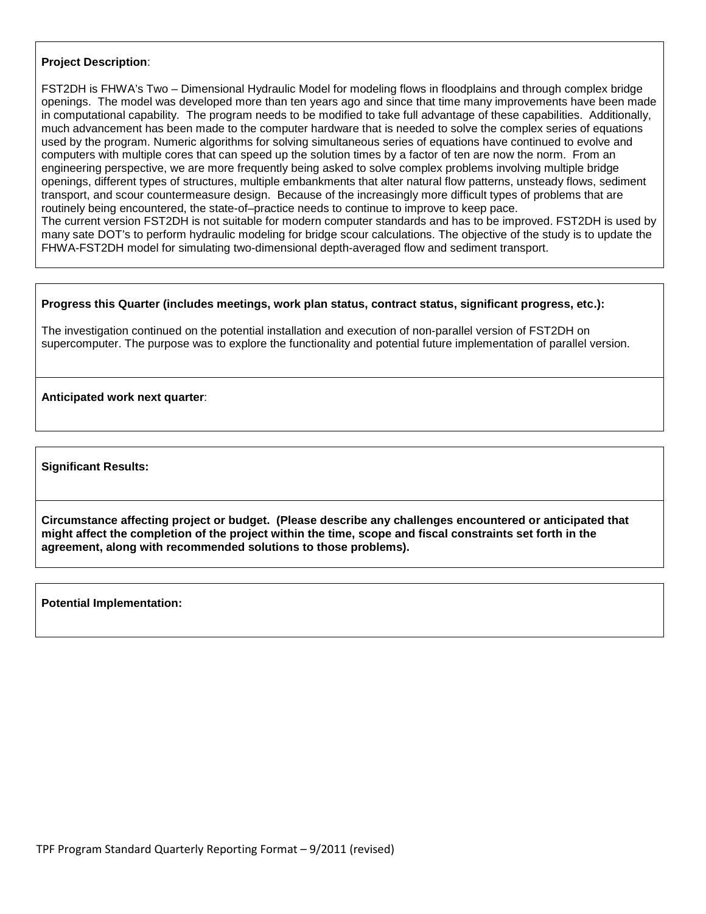**Project Description**:

FST2DH is FHWA's Two – Dimensional Hydraulic Model for modeling flows in floodplains and through complex bridge openings. The model was developed more than ten years ago and since that time many improvements have been made in computational capability. The program needs to be modified to take full advantage of these capabilities. Additionally, much advancement has been made to the computer hardware that is needed to solve the complex series of equations used by the program. Numeric algorithms for solving simultaneous series of equations have continued to evolve and computers with multiple cores that can speed up the solution times by a factor of ten are now the norm. From an engineering perspective, we are more frequently being asked to solve complex problems involving multiple bridge openings, different types of structures, multiple embankments that alter natural flow patterns, unsteady flows, sediment transport, and scour countermeasure design. Because of the increasingly more difficult types of problems that are routinely being encountered, the state-of–practice needs to continue to improve to keep pace.
The current version FST2DH is not suitable for modern computer standards and has to be improved. FST2DH is used by many sate DOT's to perform hydraulic modeling for bridge scour calculations. The objective of the study is to update the FHWA-FST2DH model for simulating two-dimensional depth-averaged flow and sediment transport.

**Progress this Quarter (includes meetings, work plan status, contract status, significant progress, etc.):**

The investigation continued on the potential installation and execution of non-parallel version of FST2DH on supercomputer. The purpose was to explore the functionality and potential future implementation of parallel version.

**Anticipated work next quarter**:

**Significant Results:**

**Circumstance affecting project or budget. (Please describe any challenges encountered or anticipated that might affect the completion of the project within the time, scope and fiscal constraints set forth in the agreement, along with recommended solutions to those problems).**

**Potential Implementation:**